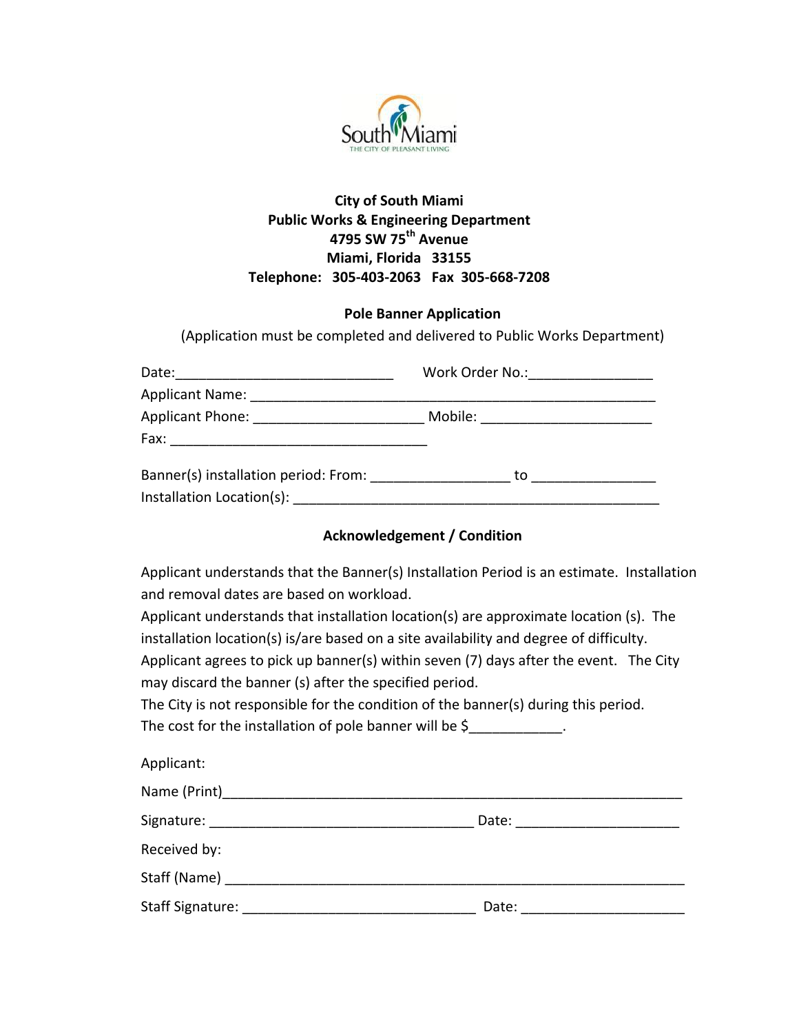South Miami
THE CITY OF PLEASANT LIVING

**City of South Miami**
**Public Works & Engineering Department**
**4795 SW 75th Avenue**
**Miami, Florida 33155**
**Telephone: 305-403-2063 Fax 305-668-7208**

**Pole Banner Application**

(Application must be completed and delivered to Public Works Department)

Date:____________________________ Work Order No.:________________

Applicant Name: _______________________________________________________

Applicant Phone: ______________________ Mobile: ______________________

Fax: _________________________________

Banner(s) installation period: From: __________________ to ________________

Installation Location(s): _________________________________________________

**Acknowledgement / Condition**

Applicant understands that the Banner(s) Installation Period is an estimate. Installation and removal dates are based on workload.

Applicant understands that installation location(s) are approximate location (s). The installation location(s) is/are based on a site availability and degree of difficulty.

Applicant agrees to pick up banner(s) within seven (7) days after the event. The City may discard the banner (s) after the specified period.

The City is not responsible for the condition of the banner(s) during this period.

The cost for the installation of pole banner will be $____________.

Applicant:

Name (Print)____________________________________________________________

Signature: __________________________________ Date: _____________________

Received by:

Staff (Name) ____________________________________________________________

Staff Signature: ______________________________ Date: _____________________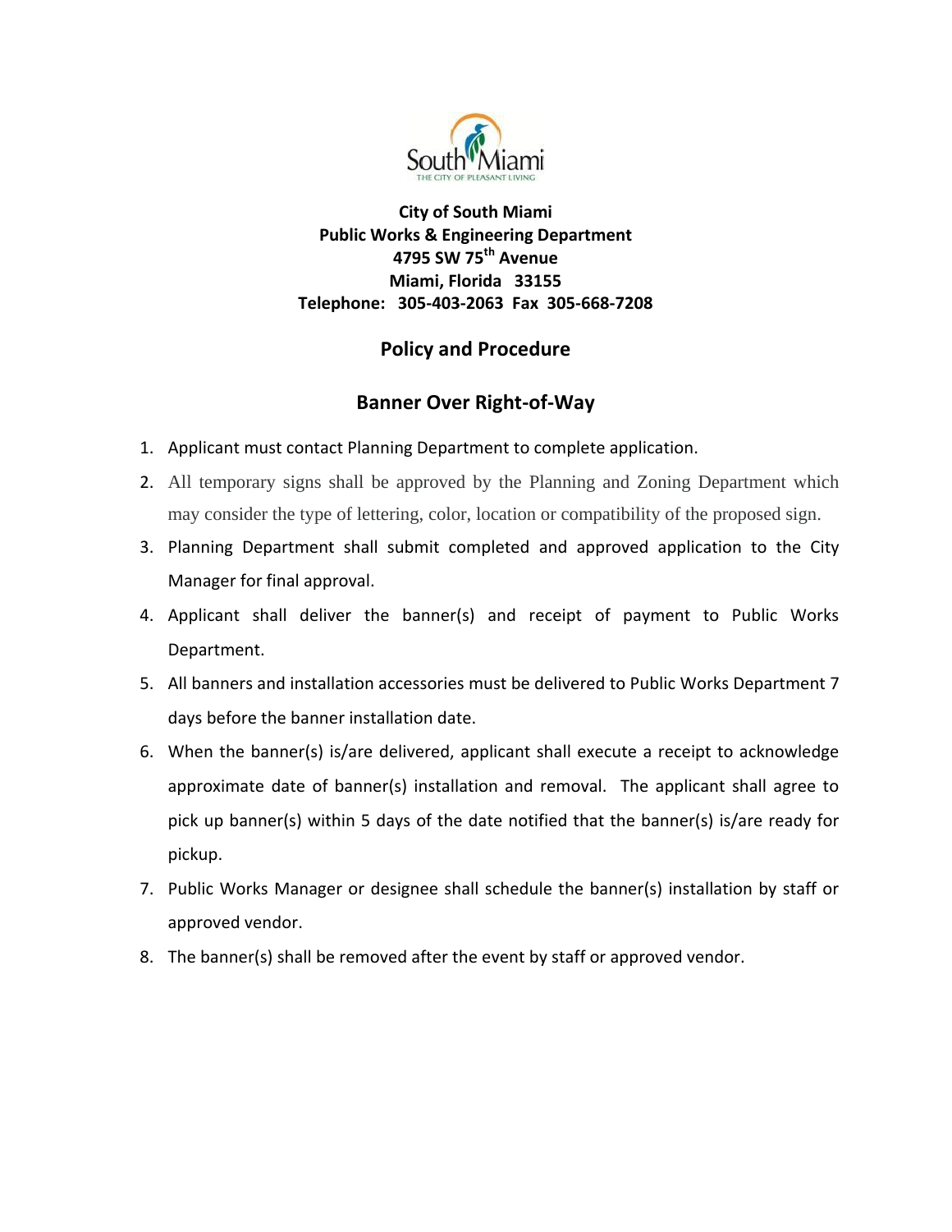**City of South Miami**
**Public Works & Engineering Department**
**4795 SW 75th Avenue**
**Miami, Florida 33155**
**Telephone: 305-403-2063 Fax 305-668-7208**

## Policy and Procedure

## Banner Over Right-of-Way

1. Applicant must contact Planning Department to complete application.
2. All temporary signs shall be approved by the Planning and Zoning Department which may consider the type of lettering, color, location or compatibility of the proposed sign.
3. Planning Department shall submit completed and approved application to the City Manager for final approval.
4. Applicant shall deliver the banner(s) and receipt of payment to Public Works Department.
5. All banners and installation accessories must be delivered to Public Works Department 7 days before the banner installation date.
6. When the banner(s) is/are delivered, applicant shall execute a receipt to acknowledge approximate date of banner(s) installation and removal. The applicant shall agree to pick up banner(s) within 5 days of the date notified that the banner(s) is/are ready for pickup.
7. Public Works Manager or designee shall schedule the banner(s) installation by staff or approved vendor.
8. The banner(s) shall be removed after the event by staff or approved vendor.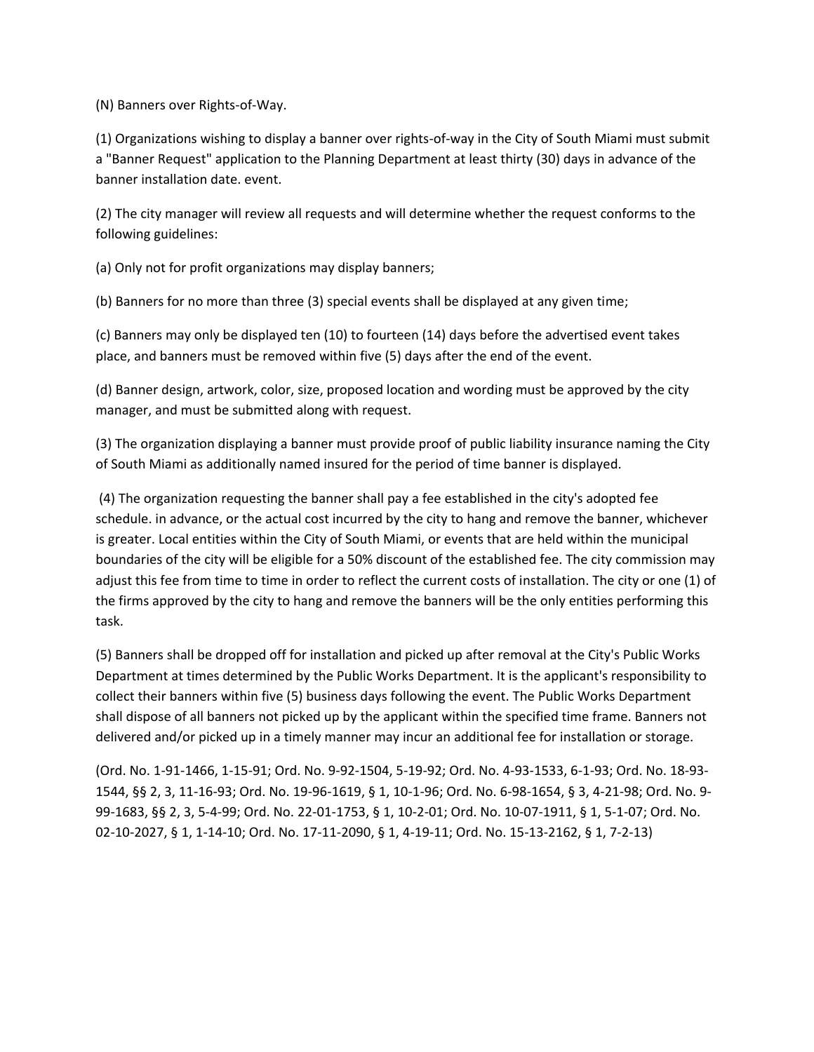(N) Banners over Rights-of-Way.

(1) Organizations wishing to display a banner over rights-of-way in the City of South Miami must submit a "Banner Request" application to the Planning Department at least thirty (30) days in advance of the banner installation date. event.

(2) The city manager will review all requests and will determine whether the request conforms to the following guidelines:

(a) Only not for profit organizations may display banners;

(b) Banners for no more than three (3) special events shall be displayed at any given time;

(c) Banners may only be displayed ten (10) to fourteen (14) days before the advertised event takes place, and banners must be removed within five (5) days after the end of the event.

(d) Banner design, artwork, color, size, proposed location and wording must be approved by the city manager, and must be submitted along with request.

(3) The organization displaying a banner must provide proof of public liability insurance naming the City of South Miami as additionally named insured for the period of time banner is displayed.

(4) The organization requesting the banner shall pay a fee established in the city's adopted fee schedule. in advance, or the actual cost incurred by the city to hang and remove the banner, whichever is greater. Local entities within the City of South Miami, or events that are held within the municipal boundaries of the city will be eligible for a 50% discount of the established fee. The city commission may adjust this fee from time to time in order to reflect the current costs of installation. The city or one (1) of the firms approved by the city to hang and remove the banners will be the only entities performing this task.

(5) Banners shall be dropped off for installation and picked up after removal at the City's Public Works Department at times determined by the Public Works Department. It is the applicant's responsibility to collect their banners within five (5) business days following the event. The Public Works Department shall dispose of all banners not picked up by the applicant within the specified time frame. Banners not delivered and/or picked up in a timely manner may incur an additional fee for installation or storage.

(Ord. No. 1-91-1466, 1-15-91; Ord. No. 9-92-1504, 5-19-92; Ord. No. 4-93-1533, 6-1-93; Ord. No. 18-93-1544, §§ 2, 3, 11-16-93; Ord. No. 19-96-1619, § 1, 10-1-96; Ord. No. 6-98-1654, § 3, 4-21-98; Ord. No. 9-99-1683, §§ 2, 3, 5-4-99; Ord. No. 22-01-1753, § 1, 10-2-01; Ord. No. 10-07-1911, § 1, 5-1-07; Ord. No. 02-10-2027, § 1, 1-14-10; Ord. No. 17-11-2090, § 1, 4-19-11; Ord. No. 15-13-2162, § 1, 7-2-13)